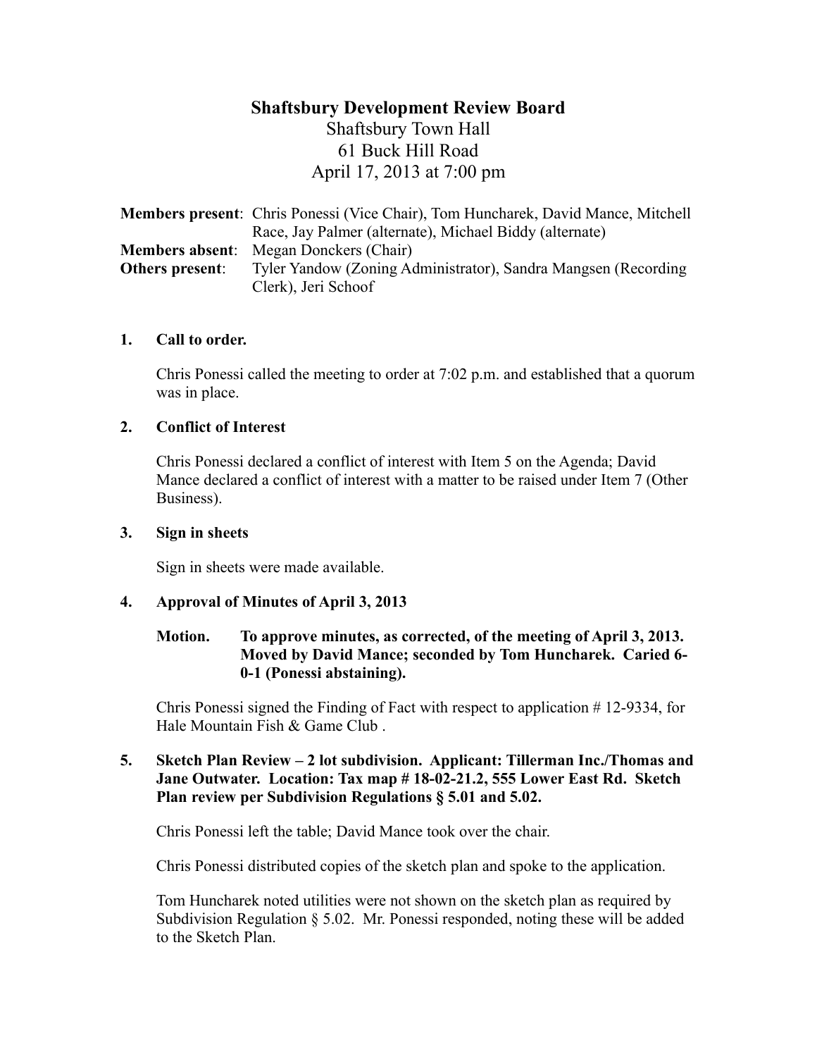# Shaftsbury Development Review Board

Shaftsbury Town Hall
61 Buck Hill Road
April 17, 2013 at 7:00 pm

**Members present**: Chris Ponessi (Vice Chair), Tom Huncharek, David Mance, Mitchell Race, Jay Palmer (alternate), Michael Biddy (alternate)
**Members absent**: Megan Donckers (Chair)
**Others present**: Tyler Yandow (Zoning Administrator), Sandra Mangsen (Recording Clerk), Jeri Schoof

**1. Call to order.**

Chris Ponessi called the meeting to order at 7:02 p.m. and established that a quorum was in place.

**2. Conflict of Interest**

Chris Ponessi declared a conflict of interest with Item 5 on the Agenda; David Mance declared a conflict of interest with a matter to be raised under Item 7 (Other Business).

**3. Sign in sheets**

Sign in sheets were made available.

**4. Approval of Minutes of April 3, 2013**

**Motion. To approve minutes, as corrected, of the meeting of April 3, 2013. Moved by David Mance; seconded by Tom Huncharek. Caried 6-0-1 (Ponessi abstaining).**

Chris Ponessi signed the Finding of Fact with respect to application # 12-9334, for Hale Mountain Fish & Game Club .

**5. Sketch Plan Review – 2 lot subdivision. Applicant: Tillerman Inc./Thomas and Jane Outwater. Location: Tax map # 18-02-21.2, 555 Lower East Rd. Sketch Plan review per Subdivision Regulations § 5.01 and 5.02.**

Chris Ponessi left the table; David Mance took over the chair.

Chris Ponessi distributed copies of the sketch plan and spoke to the application.

Tom Huncharek noted utilities were not shown on the sketch plan as required by Subdivision Regulation § 5.02. Mr. Ponessi responded, noting these will be added to the Sketch Plan.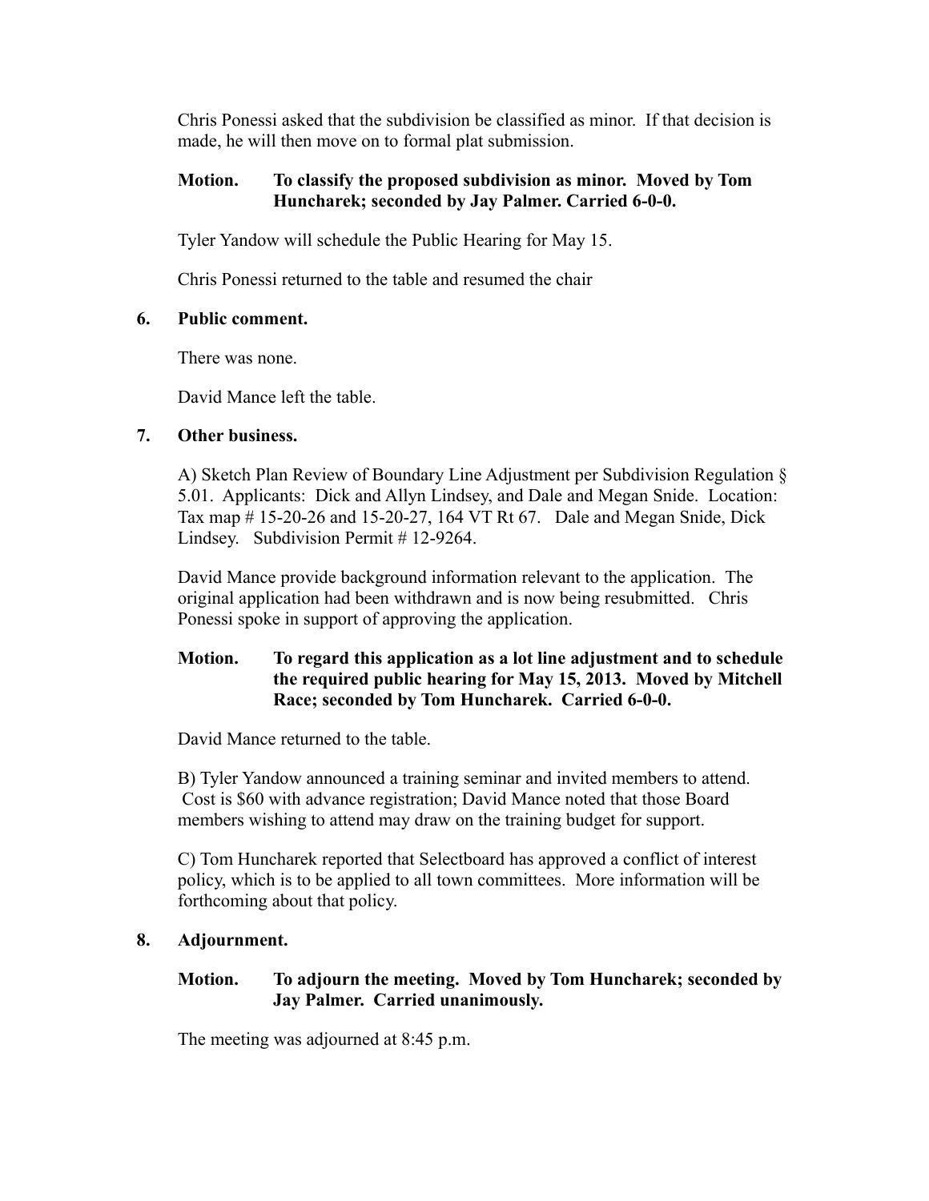Chris Ponessi asked that the subdivision be classified as minor. If that decision is made, he will then move on to formal plat submission.

**Motion. To classify the proposed subdivision as minor. Moved by Tom Huncharek; seconded by Jay Palmer. Carried 6-0-0.**

Tyler Yandow will schedule the Public Hearing for May 15.

Chris Ponessi returned to the table and resumed the chair

**6. Public comment.**

There was none.

David Mance left the table.

**7. Other business.**

A) Sketch Plan Review of Boundary Line Adjustment per Subdivision Regulation § 5.01. Applicants: Dick and Allyn Lindsey, and Dale and Megan Snide. Location: Tax map # 15-20-26 and 15-20-27, 164 VT Rt 67. Dale and Megan Snide, Dick Lindsey. Subdivision Permit # 12-9264.

David Mance provide background information relevant to the application. The original application had been withdrawn and is now being resubmitted. Chris Ponessi spoke in support of approving the application.

**Motion. To regard this application as a lot line adjustment and to schedule the required public hearing for May 15, 2013. Moved by Mitchell Race; seconded by Tom Huncharek. Carried 6-0-0.**

David Mance returned to the table.

B) Tyler Yandow announced a training seminar and invited members to attend. Cost is $60 with advance registration; David Mance noted that those Board members wishing to attend may draw on the training budget for support.

C) Tom Huncharek reported that Selectboard has approved a conflict of interest policy, which is to be applied to all town committees. More information will be forthcoming about that policy.

**8. Adjournment.**

**Motion. To adjourn the meeting. Moved by Tom Huncharek; seconded by Jay Palmer. Carried unanimously.**

The meeting was adjourned at 8:45 p.m.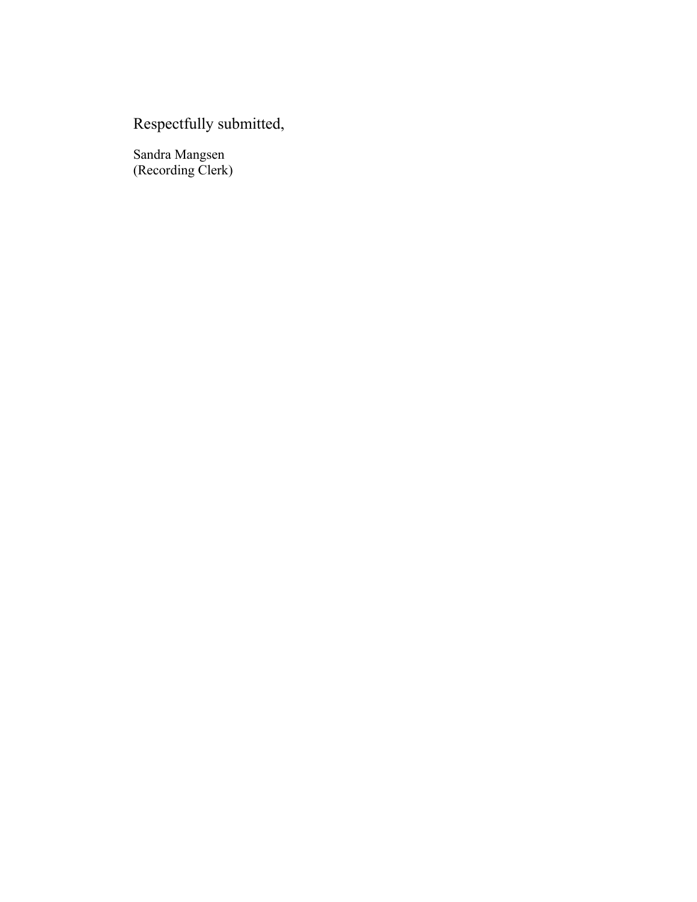Respectfully submitted,

Sandra Mangsen
(Recording Clerk)